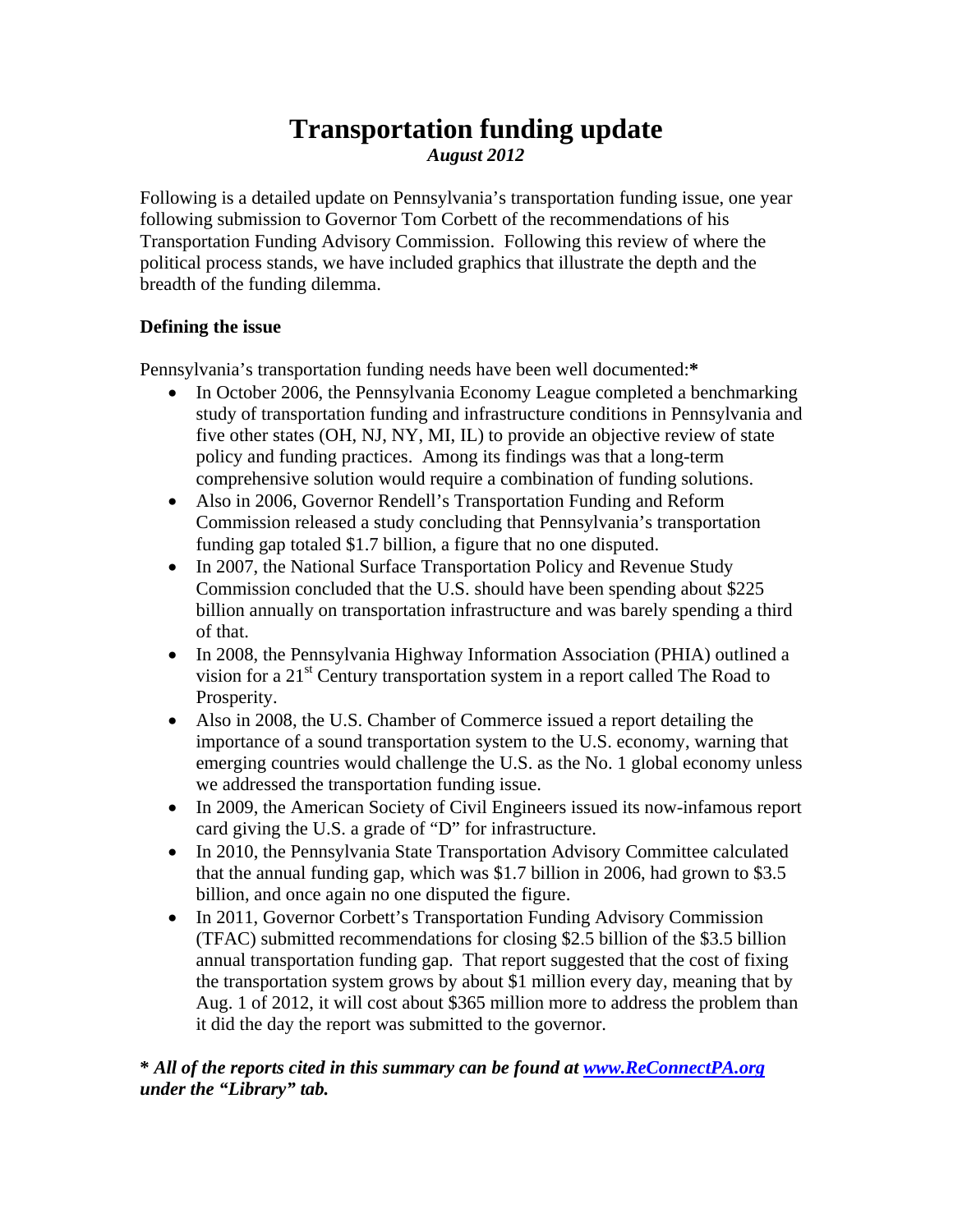# Transportation funding update

***August 2012***

Following is a detailed update on Pennsylvania's transportation funding issue, one year following submission to Governor Tom Corbett of the recommendations of his Transportation Funding Advisory Commission. Following this review of where the political process stands, we have included graphics that illustrate the depth and the breadth of the funding dilemma.

## Defining the issue

Pennsylvania's transportation funding needs have been well documented:**\***

- In October 2006, the Pennsylvania Economy League completed a benchmarking study of transportation funding and infrastructure conditions in Pennsylvania and five other states (OH, NJ, NY, MI, IL) to provide an objective review of state policy and funding practices. Among its findings was that a long-term comprehensive solution would require a combination of funding solutions.
- Also in 2006, Governor Rendell's Transportation Funding and Reform Commission released a study concluding that Pennsylvania's transportation funding gap totaled $1.7 billion, a figure that no one disputed.
- In 2007, the National Surface Transportation Policy and Revenue Study Commission concluded that the U.S. should have been spending about $225 billion annually on transportation infrastructure and was barely spending a third of that.
- In 2008, the Pennsylvania Highway Information Association (PHIA) outlined a vision for a 21st Century transportation system in a report called The Road to Prosperity.
- Also in 2008, the U.S. Chamber of Commerce issued a report detailing the importance of a sound transportation system to the U.S. economy, warning that emerging countries would challenge the U.S. as the No. 1 global economy unless we addressed the transportation funding issue.
- In 2009, the American Society of Civil Engineers issued its now-infamous report card giving the U.S. a grade of "D" for infrastructure.
- In 2010, the Pennsylvania State Transportation Advisory Committee calculated that the annual funding gap, which was $1.7 billion in 2006, had grown to $3.5 billion, and once again no one disputed the figure.
- In 2011, Governor Corbett's Transportation Funding Advisory Commission (TFAC) submitted recommendations for closing $2.5 billion of the $3.5 billion annual transportation funding gap. That report suggested that the cost of fixing the transportation system grows by about $1 million every day, meaning that by Aug. 1 of 2012, it will cost about $365 million more to address the problem than it did the day the report was submitted to the governor.

***\* All of the reports cited in this summary can be found at [www.ReConnectPA.org](http://www.ReConnectPA.org) under the "Library" tab.***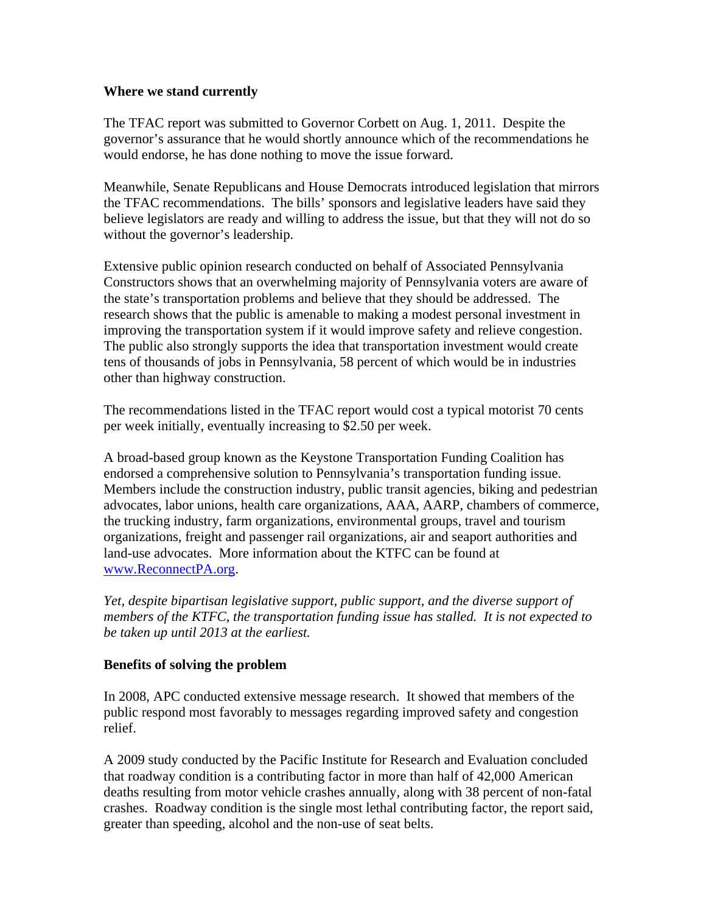**Where we stand currently**

The TFAC report was submitted to Governor Corbett on Aug. 1, 2011. Despite the governor's assurance that he would shortly announce which of the recommendations he would endorse, he has done nothing to move the issue forward.

Meanwhile, Senate Republicans and House Democrats introduced legislation that mirrors the TFAC recommendations. The bills' sponsors and legislative leaders have said they believe legislators are ready and willing to address the issue, but that they will not do so without the governor's leadership.

Extensive public opinion research conducted on behalf of Associated Pennsylvania Constructors shows that an overwhelming majority of Pennsylvania voters are aware of the state's transportation problems and believe that they should be addressed. The research shows that the public is amenable to making a modest personal investment in improving the transportation system if it would improve safety and relieve congestion. The public also strongly supports the idea that transportation investment would create tens of thousands of jobs in Pennsylvania, 58 percent of which would be in industries other than highway construction.

The recommendations listed in the TFAC report would cost a typical motorist 70 cents per week initially, eventually increasing to $2.50 per week.

A broad-based group known as the Keystone Transportation Funding Coalition has endorsed a comprehensive solution to Pennsylvania's transportation funding issue. Members include the construction industry, public transit agencies, biking and pedestrian advocates, labor unions, health care organizations, AAA, AARP, chambers of commerce, the trucking industry, farm organizations, environmental groups, travel and tourism organizations, freight and passenger rail organizations, air and seaport authorities and land-use advocates. More information about the KTFC can be found at [www.ReconnectPA.org](http://www.ReconnectPA.org).

*Yet, despite bipartisan legislative support, public support, and the diverse support of members of the KTFC, the transportation funding issue has stalled. It is not expected to be taken up until 2013 at the earliest.*

**Benefits of solving the problem**

In 2008, APC conducted extensive message research. It showed that members of the public respond most favorably to messages regarding improved safety and congestion relief.

A 2009 study conducted by the Pacific Institute for Research and Evaluation concluded that roadway condition is a contributing factor in more than half of 42,000 American deaths resulting from motor vehicle crashes annually, along with 38 percent of non-fatal crashes. Roadway condition is the single most lethal contributing factor, the report said, greater than speeding, alcohol and the non-use of seat belts.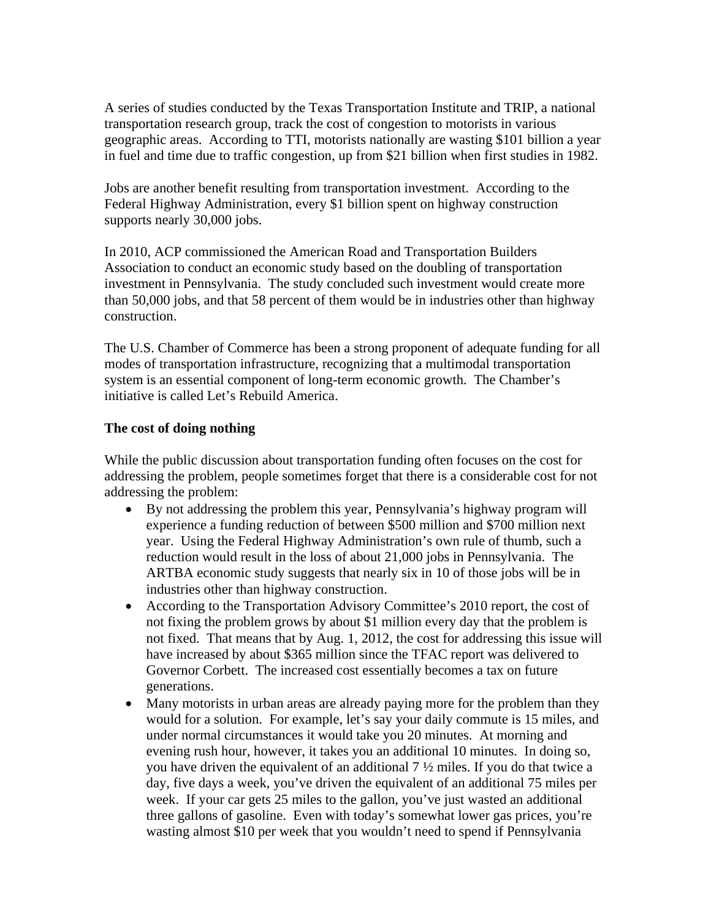A series of studies conducted by the Texas Transportation Institute and TRIP, a national transportation research group, track the cost of congestion to motorists in various geographic areas. According to TTI, motorists nationally are wasting $101 billion a year in fuel and time due to traffic congestion, up from $21 billion when first studies in 1982.

Jobs are another benefit resulting from transportation investment. According to the Federal Highway Administration, every $1 billion spent on highway construction supports nearly 30,000 jobs.

In 2010, ACP commissioned the American Road and Transportation Builders Association to conduct an economic study based on the doubling of transportation investment in Pennsylvania. The study concluded such investment would create more than 50,000 jobs, and that 58 percent of them would be in industries other than highway construction.

The U.S. Chamber of Commerce has been a strong proponent of adequate funding for all modes of transportation infrastructure, recognizing that a multimodal transportation system is an essential component of long-term economic growth. The Chamber's initiative is called Let's Rebuild America.

**The cost of doing nothing**

While the public discussion about transportation funding often focuses on the cost for addressing the problem, people sometimes forget that there is a considerable cost for not addressing the problem:

- By not addressing the problem this year, Pennsylvania's highway program will experience a funding reduction of between $500 million and $700 million next year. Using the Federal Highway Administration's own rule of thumb, such a reduction would result in the loss of about 21,000 jobs in Pennsylvania. The ARTBA economic study suggests that nearly six in 10 of those jobs will be in industries other than highway construction.
- According to the Transportation Advisory Committee's 2010 report, the cost of not fixing the problem grows by about $1 million every day that the problem is not fixed. That means that by Aug. 1, 2012, the cost for addressing this issue will have increased by about $365 million since the TFAC report was delivered to Governor Corbett. The increased cost essentially becomes a tax on future generations.
- Many motorists in urban areas are already paying more for the problem than they would for a solution. For example, let's say your daily commute is 15 miles, and under normal circumstances it would take you 20 minutes. At morning and evening rush hour, however, it takes you an additional 10 minutes. In doing so, you have driven the equivalent of an additional 7 ½ miles. If you do that twice a day, five days a week, you've driven the equivalent of an additional 75 miles per week. If your car gets 25 miles to the gallon, you've just wasted an additional three gallons of gasoline. Even with today's somewhat lower gas prices, you're wasting almost $10 per week that you wouldn't need to spend if Pennsylvania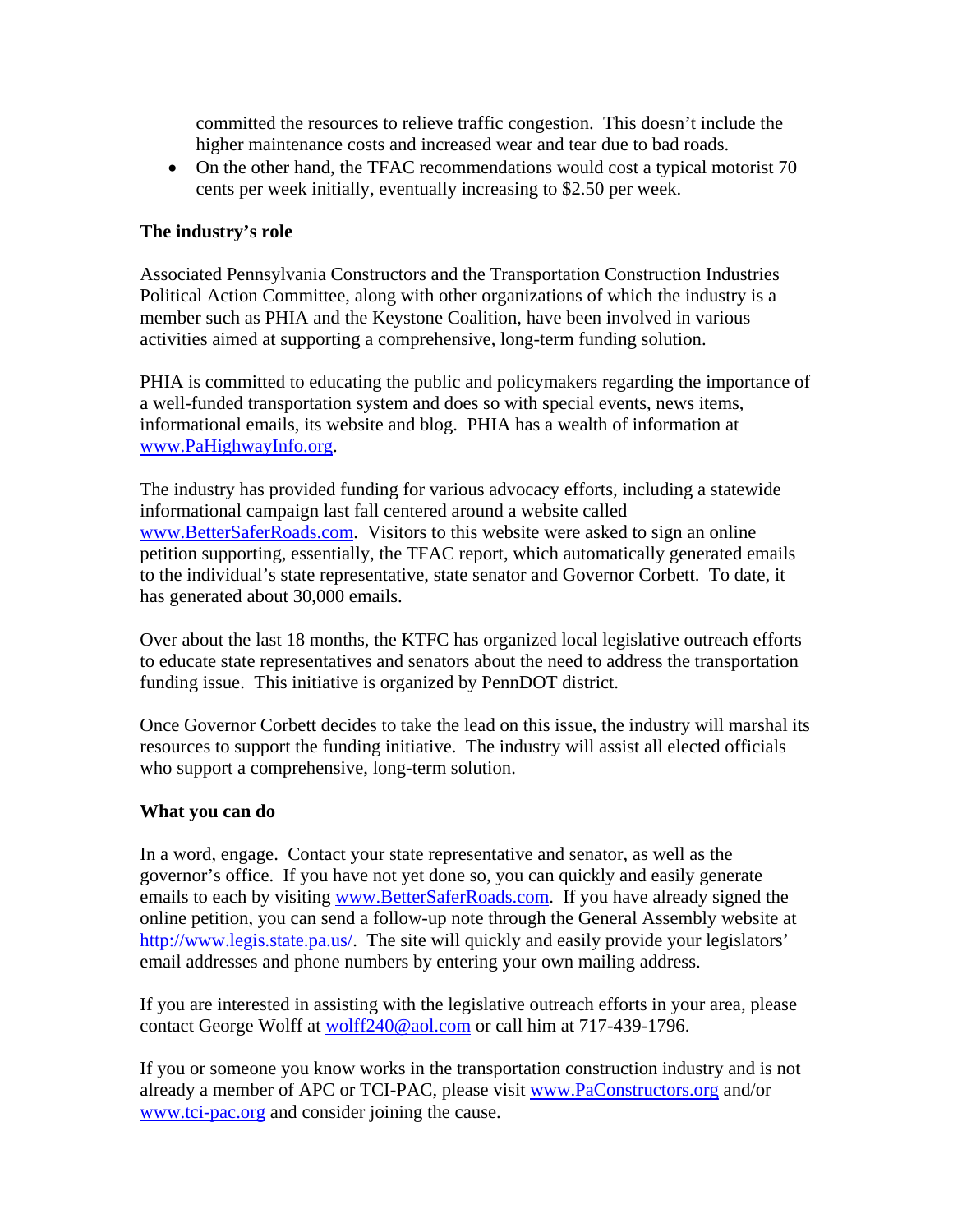committed the resources to relieve traffic congestion. This doesn't include the higher maintenance costs and increased wear and tear due to bad roads.

- On the other hand, the TFAC recommendations would cost a typical motorist 70 cents per week initially, eventually increasing to $2.50 per week.

**The industry's role**

Associated Pennsylvania Constructors and the Transportation Construction Industries Political Action Committee, along with other organizations of which the industry is a member such as PHIA and the Keystone Coalition, have been involved in various activities aimed at supporting a comprehensive, long-term funding solution.

PHIA is committed to educating the public and policymakers regarding the importance of a well-funded transportation system and does so with special events, news items, informational emails, its website and blog. PHIA has a wealth of information at [www.PaHighwayInfo.org](http://www.PaHighwayInfo.org).

The industry has provided funding for various advocacy efforts, including a statewide informational campaign last fall centered around a website called [www.BetterSaferRoads.com](http://www.BetterSaferRoads.com). Visitors to this website were asked to sign an online petition supporting, essentially, the TFAC report, which automatically generated emails to the individual's state representative, state senator and Governor Corbett. To date, it has generated about 30,000 emails.

Over about the last 18 months, the KTFC has organized local legislative outreach efforts to educate state representatives and senators about the need to address the transportation funding issue. This initiative is organized by PennDOT district.

Once Governor Corbett decides to take the lead on this issue, the industry will marshal its resources to support the funding initiative. The industry will assist all elected officials who support a comprehensive, long-term solution.

**What you can do**

In a word, engage. Contact your state representative and senator, as well as the governor's office. If you have not yet done so, you can quickly and easily generate emails to each by visiting [www.BetterSaferRoads.com](http://www.BetterSaferRoads.com). If you have already signed the online petition, you can send a follow-up note through the General Assembly website at [http://www.legis.state.pa.us/](http://www.legis.state.pa.us/). The site will quickly and easily provide your legislators' email addresses and phone numbers by entering your own mailing address.

If you are interested in assisting with the legislative outreach efforts in your area, please contact George Wolff at [wolff240@aol.com](mailto:wolff240@aol.com) or call him at 717-439-1796.

If you or someone you know works in the transportation construction industry and is not already a member of APC or TCI-PAC, please visit [www.PaConstructors.org](http://www.PaConstructors.org) and/or [www.tci-pac.org](http://www.tci-pac.org) and consider joining the cause.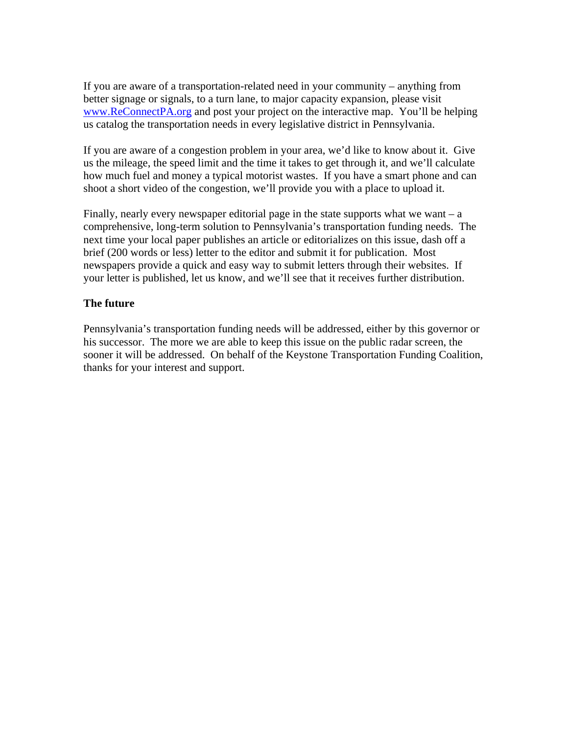If you are aware of a transportation-related need in your community – anything from better signage or signals, to a turn lane, to major capacity expansion, please visit www.ReConnectPA.org and post your project on the interactive map. You'll be helping us catalog the transportation needs in every legislative district in Pennsylvania.

If you are aware of a congestion problem in your area, we'd like to know about it. Give us the mileage, the speed limit and the time it takes to get through it, and we'll calculate how much fuel and money a typical motorist wastes. If you have a smart phone and can shoot a short video of the congestion, we'll provide you with a place to upload it.

Finally, nearly every newspaper editorial page in the state supports what we want – a comprehensive, long-term solution to Pennsylvania's transportation funding needs. The next time your local paper publishes an article or editorializes on this issue, dash off a brief (200 words or less) letter to the editor and submit it for publication. Most newspapers provide a quick and easy way to submit letters through their websites. If your letter is published, let us know, and we'll see that it receives further distribution.

**The future**

Pennsylvania's transportation funding needs will be addressed, either by this governor or his successor. The more we are able to keep this issue on the public radar screen, the sooner it will be addressed. On behalf of the Keystone Transportation Funding Coalition, thanks for your interest and support.